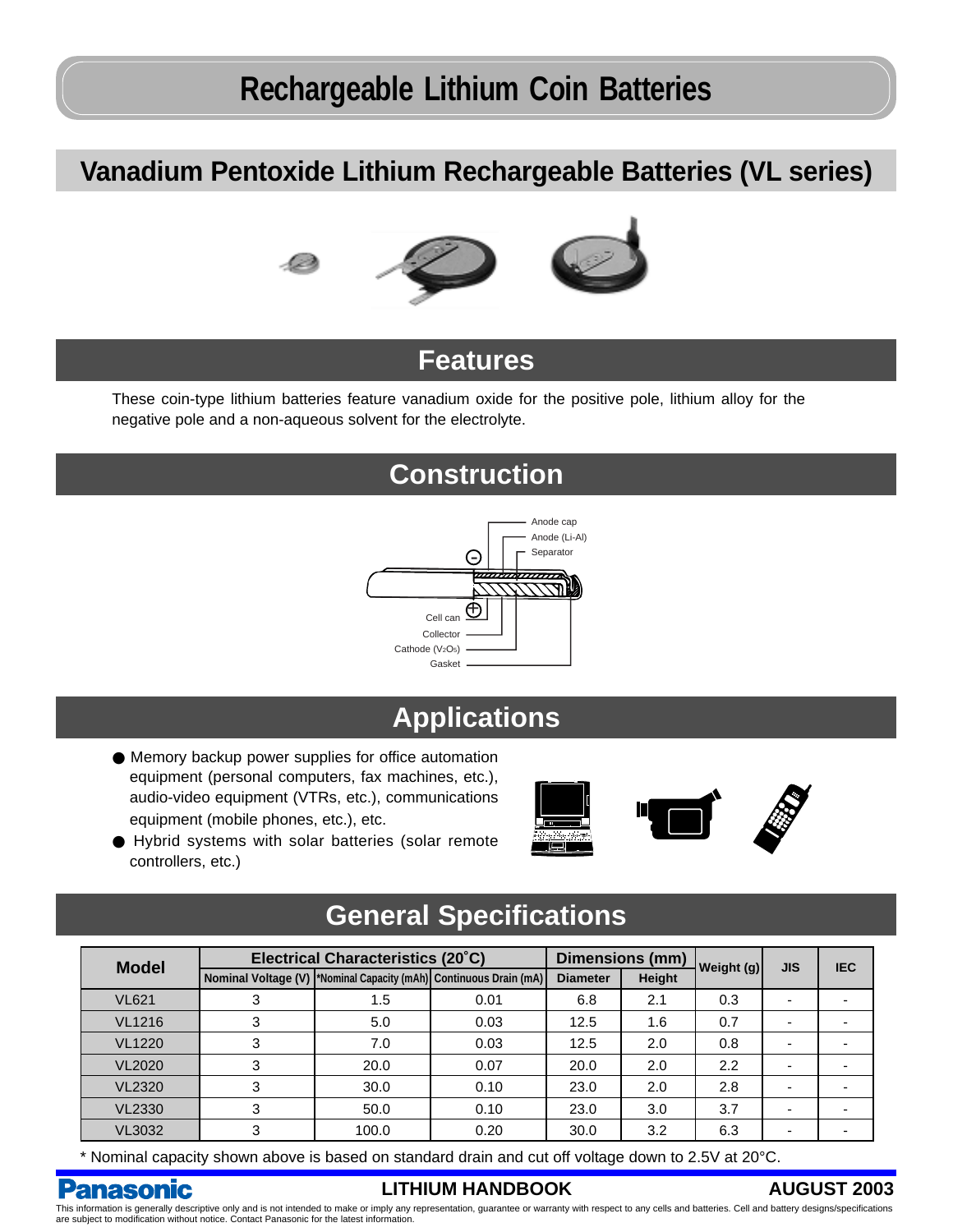# Rechargeable Lithium Coin Batteries

## Vanadium Pentoxide Lithium Rechargeable Batteries (VL series)

## Features

These coin-type lithium batteries feature vanadium oxide for the positive pole, lithium alloy for the negative pole and a non-aqueous solvent for the electrolyte.

## Construction

Anode cap
Anode (Li-Al)
Separator
Cell can
Collector
Cathode ($V_2O_5$)
Gasket

## Applications

- Memory backup power supplies for office automation equipment (personal computers, fax machines, etc.), audio-video equipment (VTRs, etc.), communications equipment (mobile phones, etc.), etc.
- Hybrid systems with solar batteries (solar remote controllers, etc.)

## General Specifications

| Model | Electrical Characteristics (20˚C) | | | Dimensions (mm) | | Weight (g) | JIS | IEC |
|---|---|---|---|---|---|---|---|---|
| | Nominal Voltage (V) | *Nominal Capacity (mAh) | Continuous Drain (mA) | Diameter | Height | | | |
| VL621 | 3 | 1.5 | 0.01 | 6.8 | 2.1 | 0.3 | - | - |
| VL1216 | 3 | 5.0 | 0.03 | 12.5 | 1.6 | 0.7 | - | - |
| VL1220 | 3 | 7.0 | 0.03 | 12.5 | 2.0 | 0.8 | - | - |
| VL2020 | 3 | 20.0 | 0.07 | 20.0 | 2.0 | 2.2 | - | - |
| VL2320 | 3 | 30.0 | 0.10 | 23.0 | 2.0 | 2.8 | - | - |
| VL2330 | 3 | 50.0 | 0.10 | 23.0 | 3.0 | 3.7 | - | - |
| VL3032 | 3 | 100.0 | 0.20 | 30.0 | 3.2 | 6.3 | - | - |

* Nominal capacity shown above is based on standard drain and cut off voltage down to 2.5V at 20°C.

This information is generally descriptive only and is not intended to make or imply any representation, guarantee or warranty with respect to any cells and batteries. Cell and battery designs/specifications are subject to modification without notice. Contact Panasonic for the latest information.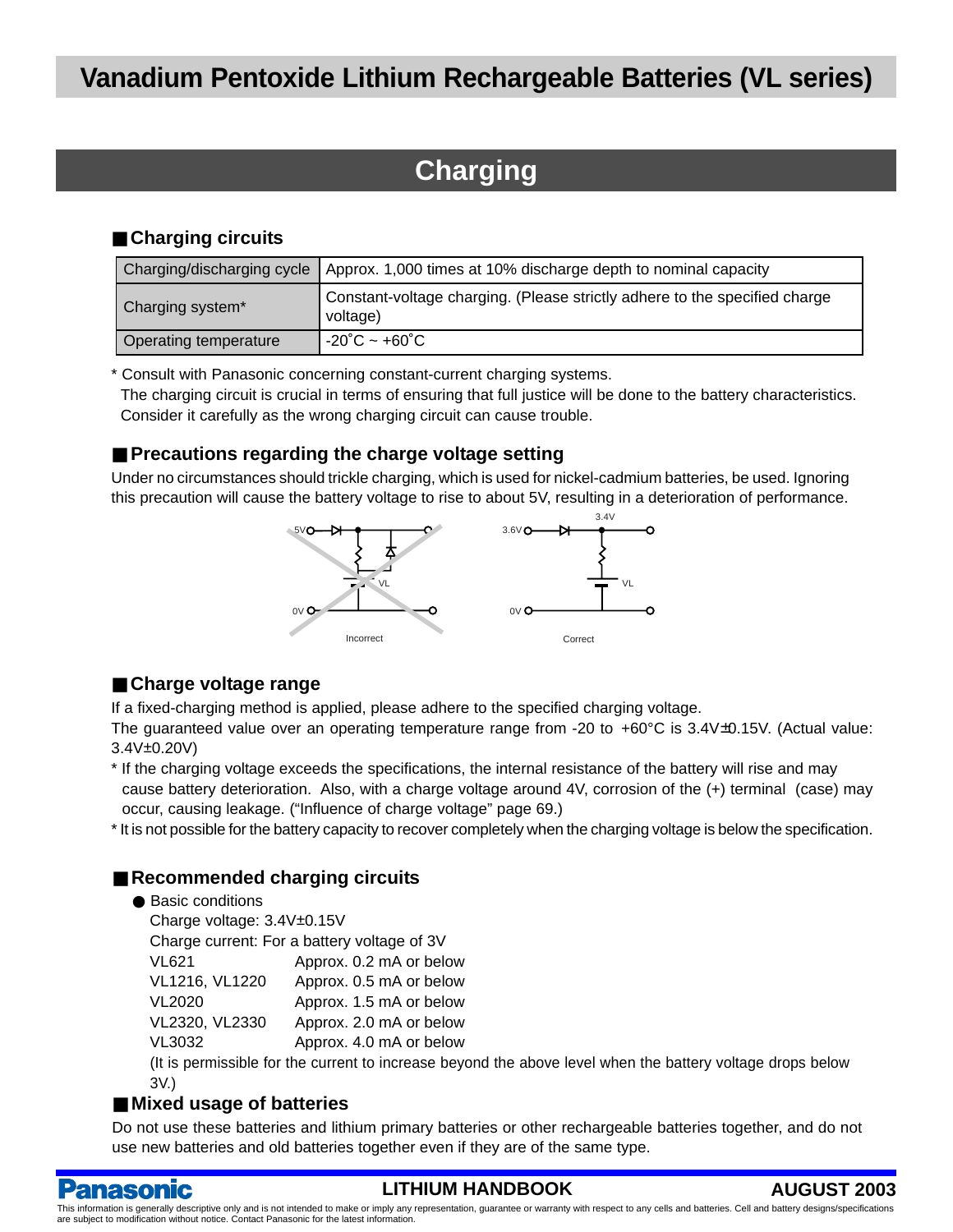# Vanadium Pentoxide Lithium Rechargeable Batteries (VL series)

## Charging

### ■ Charging circuits

| | |
|---|---|
| Charging/discharging cycle | Approx. 1,000 times at 10% discharge depth to nominal capacity |
| Charging system* | Constant-voltage charging. (Please strictly adhere to the specified charge voltage) |
| Operating temperature | -20˚C ~ +60˚C |

\* Consult with Panasonic concerning constant-current charging systems.
The charging circuit is crucial in terms of ensuring that full justice will be done to the battery characteristics. Consider it carefully as the wrong charging circuit can cause trouble.

### ■ Precautions regarding the charge voltage setting

Under no circumstances should trickle charging, which is used for nickel-cadmium batteries, be used. Ignoring this precaution will cause the battery voltage to rise to about 5V, resulting in a deterioration of performance.

5V
VL
0V
Incorrect

3.6V
3.4V
VL
0V
Correct

### ■ Charge voltage range

If a fixed-charging method is applied, please adhere to the specified charging voltage.
The guaranteed value over an operating temperature range from -20 to +60°C is 3.4V±0.15V. (Actual value: 3.4V±0.20V)

\* If the charging voltage exceeds the specifications, the internal resistance of the battery will rise and may cause battery deterioration. Also, with a charge voltage around 4V, corrosion of the (+) terminal (case) may occur, causing leakage. ("Influence of charge voltage" page 69.)

\* It is not possible for the battery capacity to recover completely when the charging voltage is below the specification.

### ■ Recommended charging circuits

● Basic conditions

Charge voltage: 3.4V±0.15V

Charge current: For a battery voltage of 3V

| | |
|---|---|
| VL621 | Approx. 0.2 mA or below |
| VL1216, VL1220 | Approx. 0.5 mA or below |
| VL2020 | Approx. 1.5 mA or below |
| VL2320, VL2330 | Approx. 2.0 mA or below |
| VL3032 | Approx. 4.0 mA or below |

(It is permissible for the current to increase beyond the above level when the battery voltage drops below 3V.)

### ■ Mixed usage of batteries

Do not use these batteries and lithium primary batteries or other rechargeable batteries together, and do not use new batteries and old batteries together even if they are of the same type.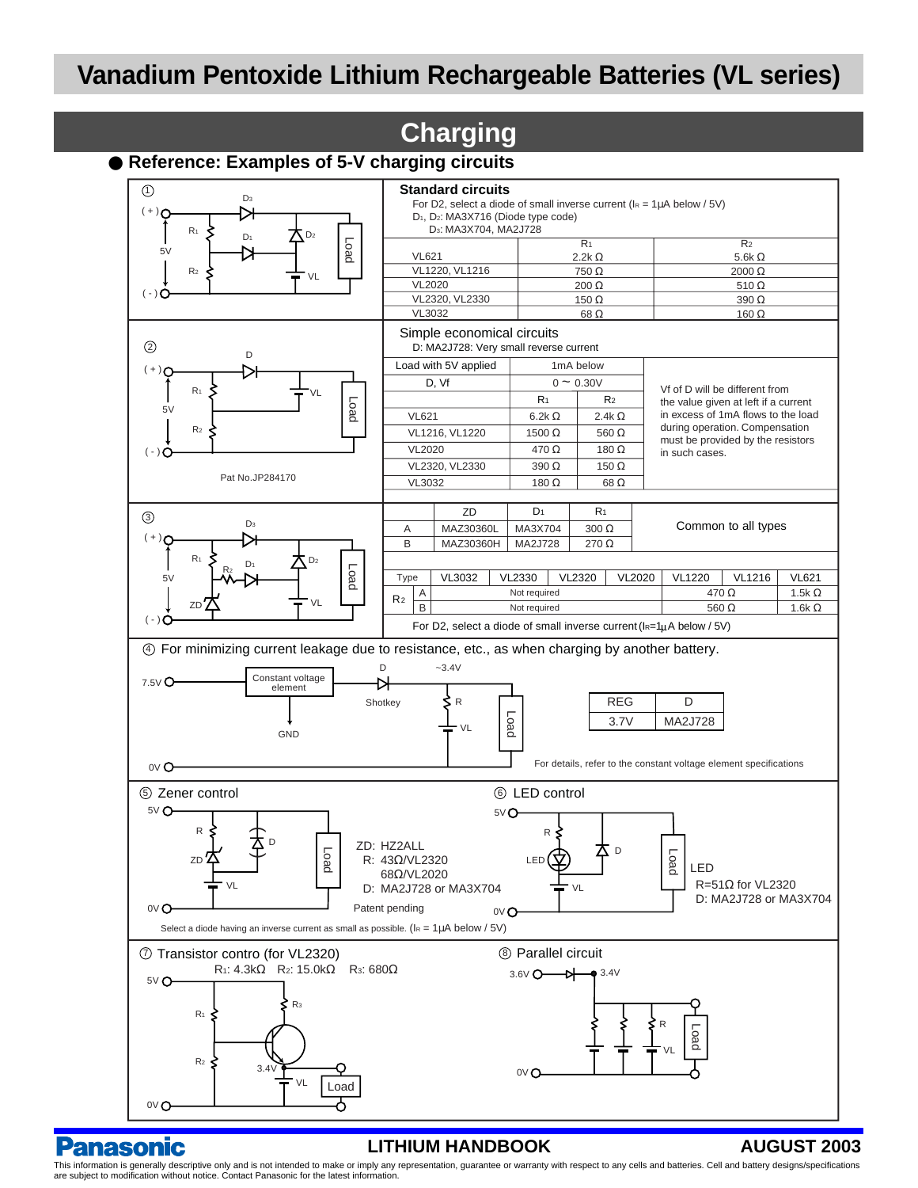# Vanadium Pentoxide Lithium Rechargeable Batteries (VL series)

## Charging

### ● Reference: Examples of 5-V charging circuits

①

D3
(+)
R1
D1
D2
5V
R2
VL
Load
(-)

**Standard circuits**

For D2, select a diode of small inverse current ($I_R$ = 1μA below / 5V)

D1, D2: MA3X716 (Diode type code)

D3: MA3X704, MA2J728

| | R1 | R2 |
|---|---|---|
| VL621 | 2.2k Ω | 5.6k Ω |
| VL1220, VL1216 | 750 Ω | 2000 Ω |
| VL2020 | 200 Ω | 510 Ω |
| VL2320, VL2330 | 150 Ω | 390 Ω |
| VL3032 | 68 Ω | 160 Ω |

②

D
(+)
R1
VL
5V
Load
R2
(-)

Pat No.JP284170

Simple economical circuits

D: MA2J728: Very small reverse current

| Load with 5V applied | 1mA below | |
|---|---|---|
| D, Vf | 0 ~ 0.30V | |
| | R1 | R2 |
| VL621 | 6.2k Ω | 2.4k Ω |
| VL1216, VL1220 | 1500 Ω | 560 Ω |
| VL2020 | 470 Ω | 180 Ω |
| VL2320, VL2330 | 390 Ω | 150 Ω |
| VL3032 | 180 Ω | 68 Ω |

Vf of D will be different from the value given at left if a current in excess of 1mA flows to the load during operation. Compensation must be provided by the resistors in such cases.

③

D3
(+)
R1
D2
R2
D1
5V
Load
ZD
VL
(-)

| | ZD | D1 | R1 |
|---|---|---|---|
| A | MAZ30360L | MA3X704 | 300 Ω |
| B | MAZ30360H | MA2J728 | 270 Ω |

Common to all types

| Type | | VL3032 | VL2330 | VL2320 | VL2020 | VL1220 | VL1216 | VL621 |
|---|---|---|---|---|---|---|---|---|
| R2 | A | Not required | | | | 470 Ω | | 1.5k Ω |
| | B | Not required | | | | 560 Ω | | 1.6k Ω |

For D2, select a diode of small inverse current ($I_R$=1μA below / 5V)

④ For minimizing current leakage due to resistance, etc., as when charging by another battery.

7.5V
Constant voltage element
GND
D
~3.4V
Shotkey
R
VL
Load
0V

| REG | D |
|---|---|
| 3.7V | MA2J728 |

For details, refer to the constant voltage element specifications

⑤ Zener control

5V
R
D
ZD
VL
Load
0V

ZD: HZ2ALL
R: 43Ω/VL2320
68Ω/VL2020
D: MA2J728 or MA3X704

Patent pending

⑥ LED control

5V
R
LED
D
VL
Load
0V

LED
R=51Ω for VL2320
D: MA2J728 or MA3X704

Select a diode having an inverse current as small as possible. ($I_R$ = 1μA below / 5V)

⑦ Transistor contro (for VL2320)

R1: 4.3kΩ R2: 15.0kΩ R3: 680Ω

5V
R3
R1
R2
3.4V
VL
Load
0V

⑧ Parallel circuit

3.6V
3.4V
R
VL
Load
0V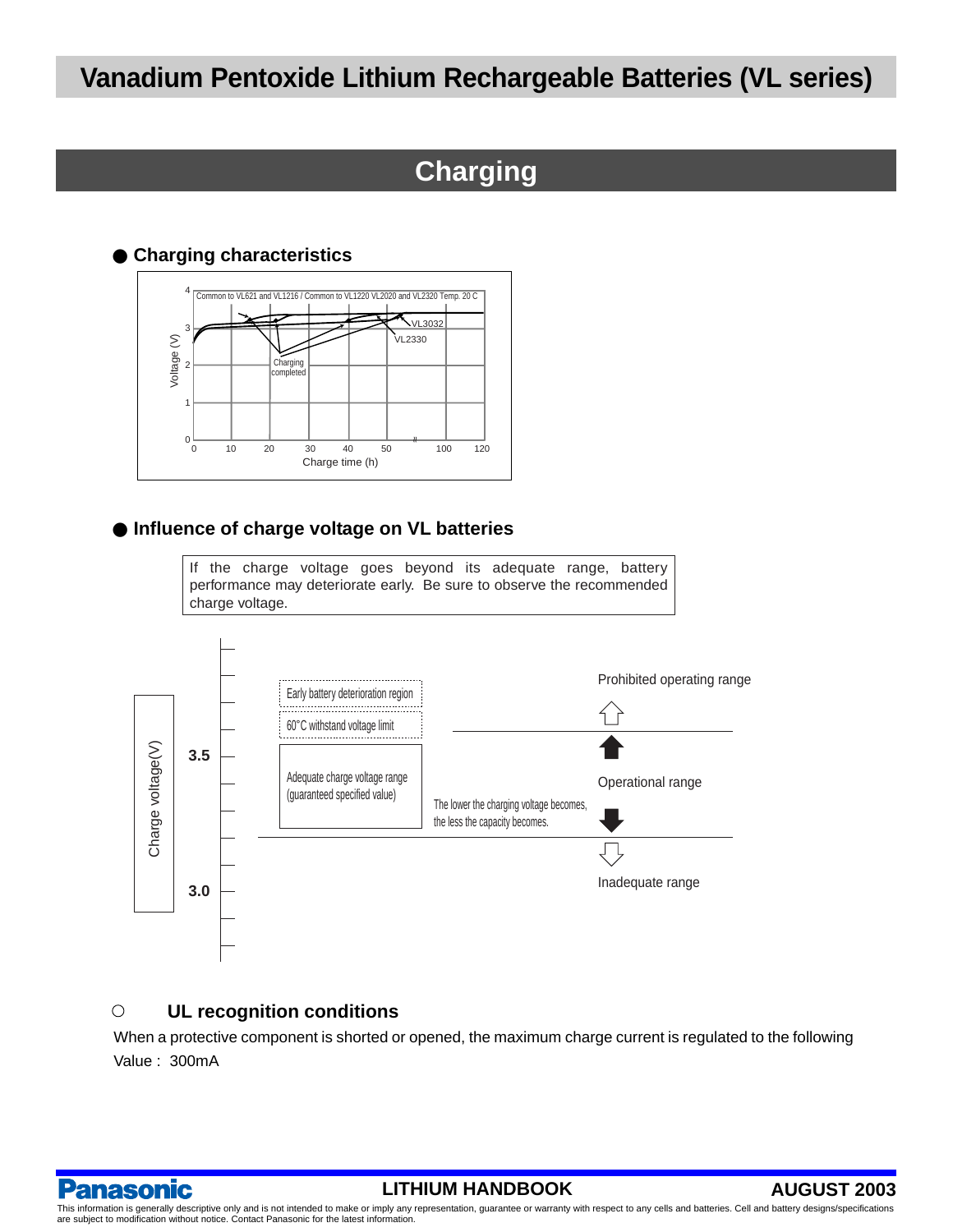# Vanadium Pentoxide Lithium Rechargeable Batteries (VL series)

## Charging

### ● Charging characteristics

Common to VL621 and VL1216 / Common to VL1220 VL2020 and VL2320 Temp. 20 C

Voltage (V)

4
3
2
1
0

VL3032
VL2330
Charging completed

0 10 20 30 40 50 100 120

Charge time (h)

### ● Influence of charge voltage on VL batteries

If the charge voltage goes beyond its adequate range, battery performance may deteriorate early. Be sure to observe the recommended charge voltage.

Charge voltage(V)

3.5
3.0

Early battery deterioration region

60°C withstand voltage limit

Adequate charge voltage range (guaranteed specified value)

The lower the charging voltage becomes, the less the capacity becomes.

Prohibited operating range

Operational range

Inadequate range

### ○ UL recognition conditions

When a protective component is shorted or opened, the maximum charge current is regulated to the following Value : 300mA

Panasonic LITHIUM HANDBOOK AUGUST 2003

This information is generally descriptive only and is not intended to make or imply any representation, guarantee or warranty with respect to any cells and batteries. Cell and battery designs/specifications are subject to modification without notice. Contact Panasonic for the latest information.